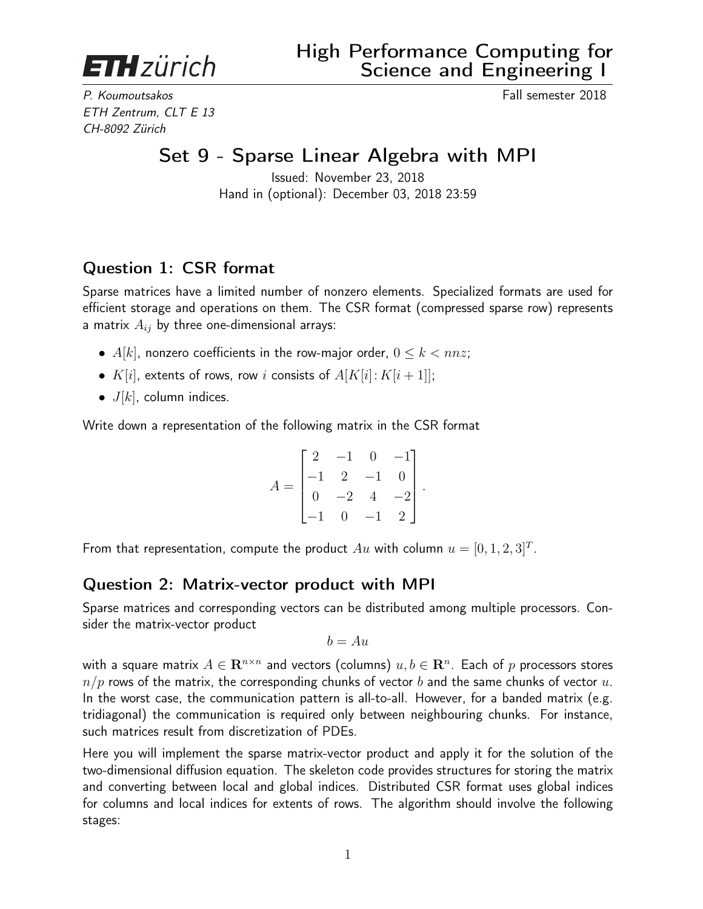**ETH** zürich

# High Performance Computing for Science and Engineering I

*P. Koumoutsakos* Fall semester 2018
*ETH Zentrum, CLT E 13*
*CH-8092 Zürich*

## Set 9 - Sparse Linear Algebra with MPI

Issued: November 23, 2018
Hand in (optional): December 03, 2018 23:59

### Question 1: CSR format

Sparse matrices have a limited number of nonzero elements. Specialized formats are used for efficient storage and operations on them. The CSR format (compressed sparse row) represents a matrix $A_{ij}$ by three one-dimensional arrays:

- $A[k]$, nonzero coefficients in the row-major order, $0 \leq k < nnz$;
- $K[i]$, extents of rows, row $i$ consists of $A[K[i]\!:\!K[i+1]]$;
- $J[k]$, column indices.

Write down a representation of the following matrix in the CSR format

$$A = \begin{bmatrix} 2 & -1 & 0 & -1 \\ -1 & 2 & -1 & 0 \\ 0 & -2 & 4 & -2 \\ -1 & 0 & -1 & 2 \end{bmatrix}.$$

From that representation, compute the product $Au$ with column $u = [0, 1, 2, 3]^T$.

### Question 2: Matrix-vector product with MPI

Sparse matrices and corresponding vectors can be distributed among multiple processors. Consider the matrix-vector product

$$b = Au$$

with a square matrix $A \in \mathbf{R}^{n \times n}$ and vectors (columns) $u, b \in \mathbf{R}^n$. Each of $p$ processors stores $n/p$ rows of the matrix, the corresponding chunks of vector $b$ and the same chunks of vector $u$. In the worst case, the communication pattern is all-to-all. However, for a banded matrix (e.g. tridiagonal) the communication is required only between neighbouring chunks. For instance, such matrices result from discretization of PDEs.

Here you will implement the sparse matrix-vector product and apply it for the solution of the two-dimensional diffusion equation. The skeleton code provides structures for storing the matrix and converting between local and global indices. Distributed CSR format uses global indices for columns and local indices for extents of rows. The algorithm should involve the following stages: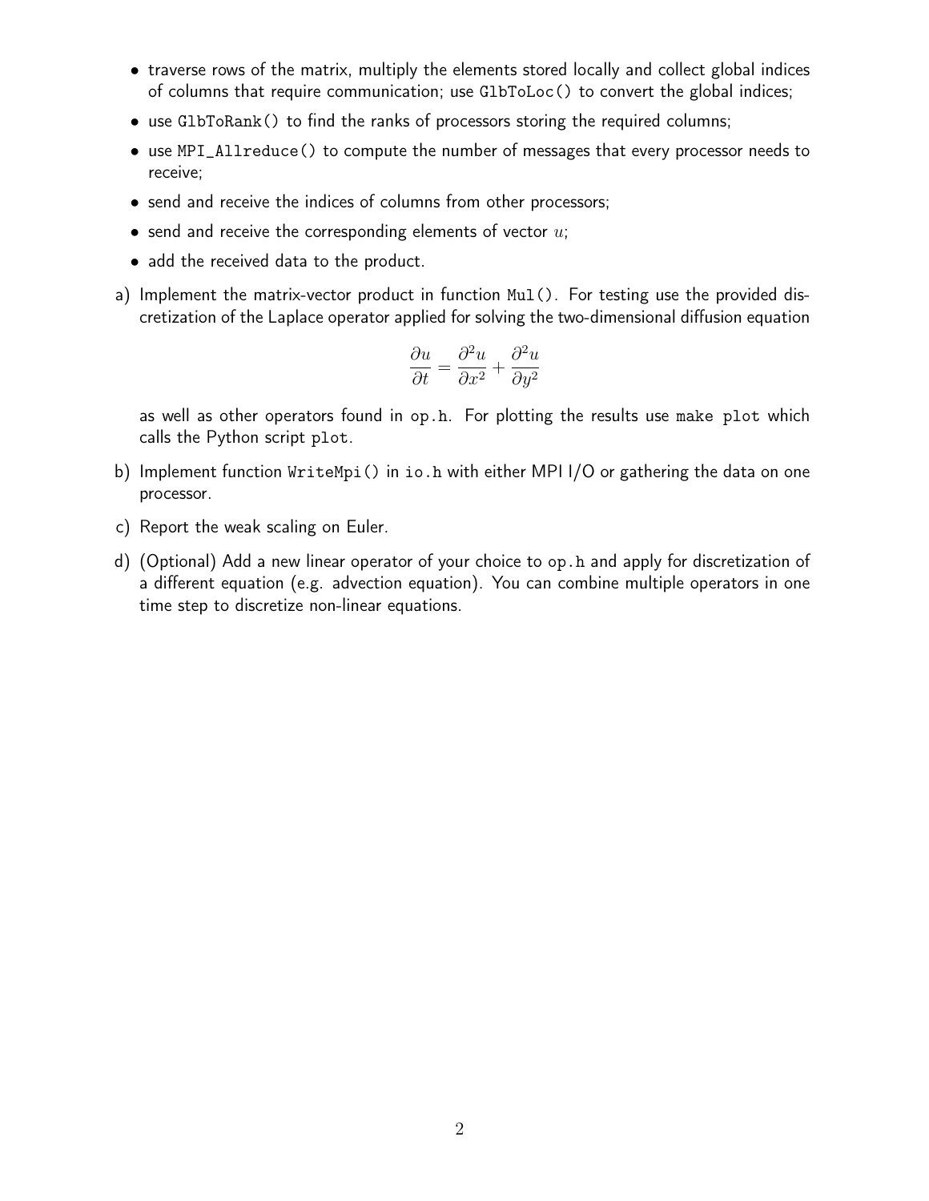- traverse rows of the matrix, multiply the elements stored locally and collect global indices of columns that require communication; use `GlbToLoc()` to convert the global indices;
- use `GlbToRank()` to find the ranks of processors storing the required columns;
- use `MPI_Allreduce()` to compute the number of messages that every processor needs to receive;
- send and receive the indices of columns from other processors;
- send and receive the corresponding elements of vector $u$;
- add the received data to the product.

a) Implement the matrix-vector product in function `Mul()`. For testing use the provided discretization of the Laplace operator applied for solving the two-dimensional diffusion equation

$$\frac{\partial u}{\partial t} = \frac{\partial^2 u}{\partial x^2} + \frac{\partial^2 u}{\partial y^2}$$

as well as other operators found in `op.h`. For plotting the results use `make plot` which calls the Python script `plot`.

b) Implement function `WriteMpi()` in `io.h` with either MPI I/O or gathering the data on one processor.

c) Report the weak scaling on Euler.

d) (Optional) Add a new linear operator of your choice to `op.h` and apply for discretization of a different equation (e.g. advection equation). You can combine multiple operators in one time step to discretize non-linear equations.